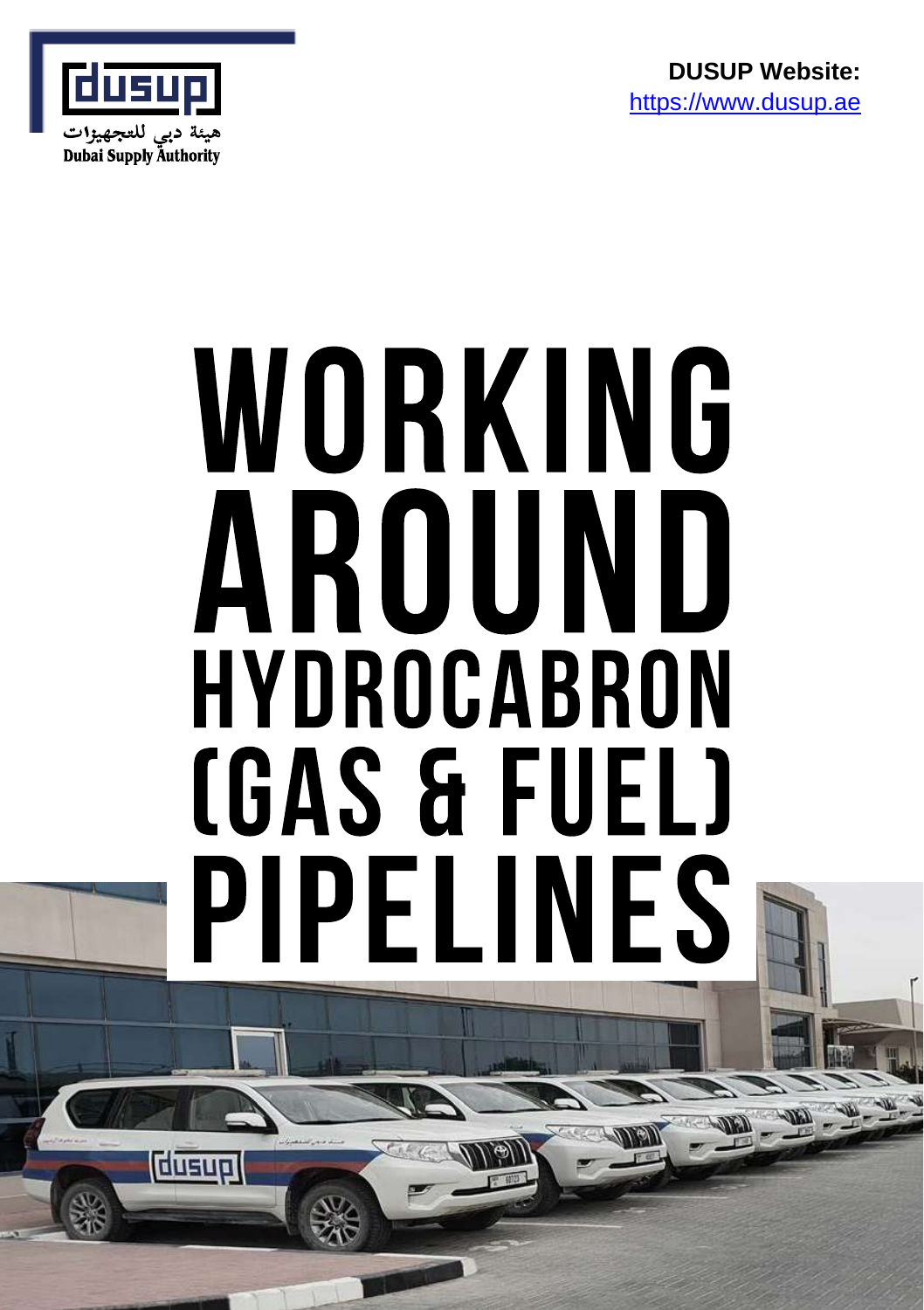هيئة دبي للتجهيزات

Dubai Supply Authority

**DUSUP Website:**
[https://www.dusup.ae](https://www.dusup.ae)

# WORKING AROUND HYDROCABRON (GAS & FUEL) PIPELINES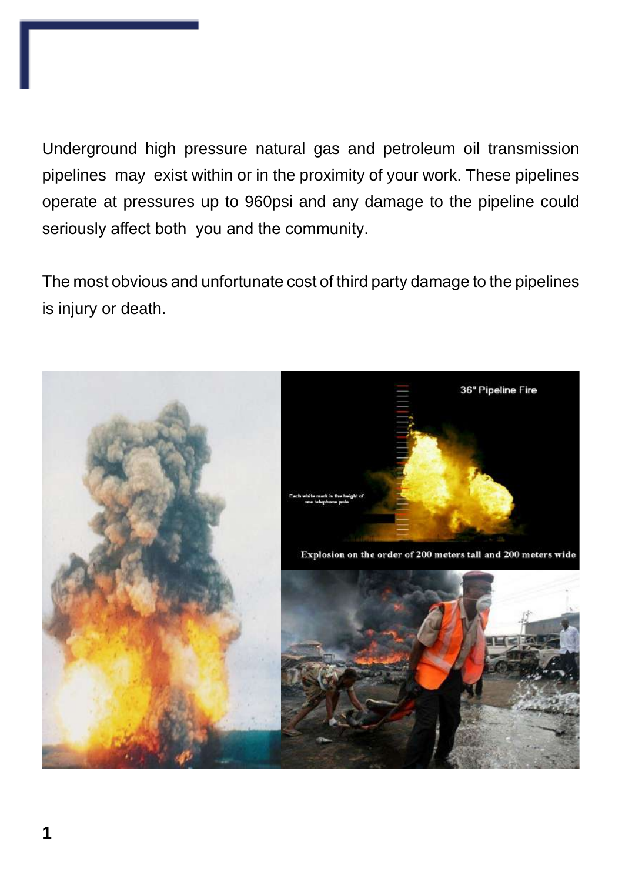Underground high pressure natural gas and petroleum oil transmission pipelines may exist within or in the proximity of your work. These pipelines operate at pressures up to 960psi and any damage to the pipeline could seriously affect both you and the community.

The most obvious and unfortunate cost of third party damage to the pipelines is injury or death.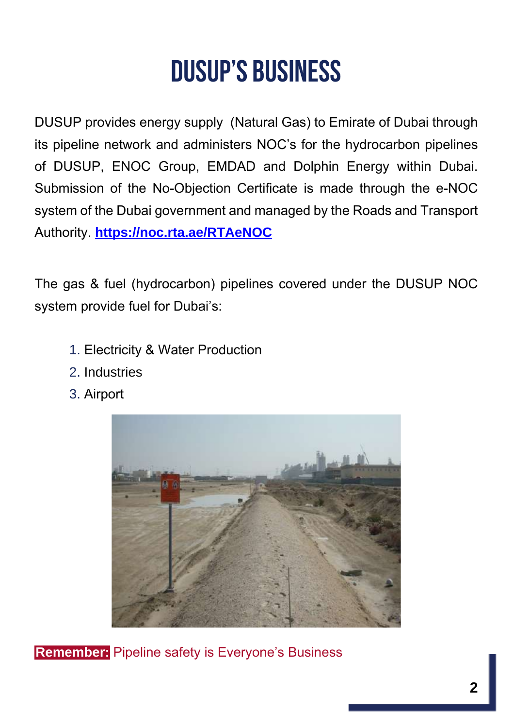# DUSUP'S BUSINESS

DUSUP provides energy supply (Natural Gas) to Emirate of Dubai through its pipeline network and administers NOC's for the hydrocarbon pipelines of DUSUP, ENOC Group, EMDAD and Dolphin Energy within Dubai. Submission of the No-Objection Certificate is made through the e-NOC system of the Dubai government and managed by the Roads and Transport Authority. **https://noc.rta.ae/RTAeNOC**

The gas & fuel (hydrocarbon) pipelines covered under the DUSUP NOC system provide fuel for Dubai's:

1. Electricity & Water Production
2. Industries
3. Airport

**Remember:** Pipeline safety is Everyone's Business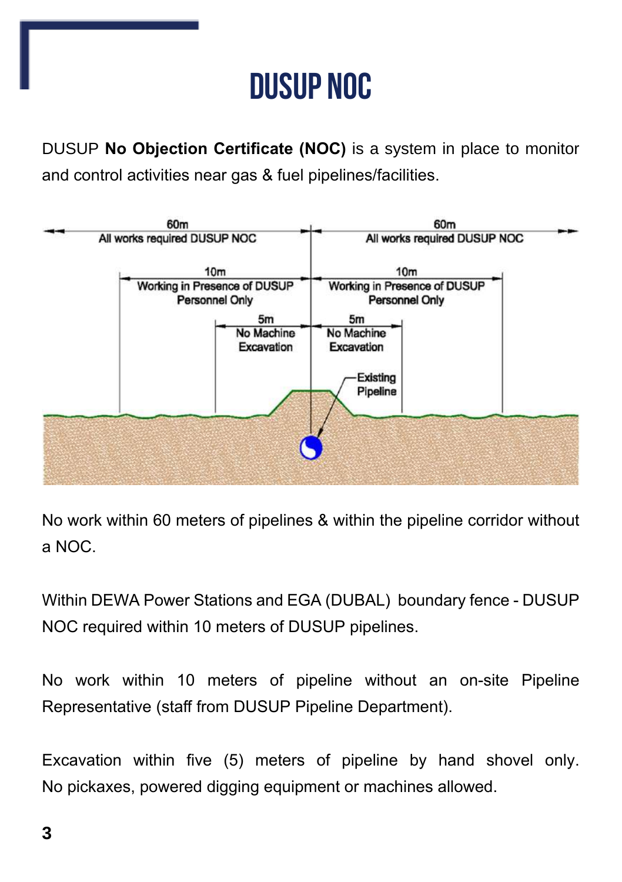# DUSUP NOC

DUSUP **No Objection Certificate (NOC)** is a system in place to monitor and control activities near gas & fuel pipelines/facilities.

60m
All works required DUSUP NOC

60m
All works required DUSUP NOC

10m
Working in Presence of DUSUP Personnel Only

10m
Working in Presence of DUSUP Personnel Only

5m
No Machine Excavation

5m
No Machine Excavation

Existing Pipeline

No work within 60 meters of pipelines & within the pipeline corridor without a NOC.

Within DEWA Power Stations and EGA (DUBAL) boundary fence - DUSUP NOC required within 10 meters of DUSUP pipelines.

No work within 10 meters of pipeline without an on-site Pipeline Representative (staff from DUSUP Pipeline Department).

Excavation within five (5) meters of pipeline by hand shovel only. No pickaxes, powered digging equipment or machines allowed.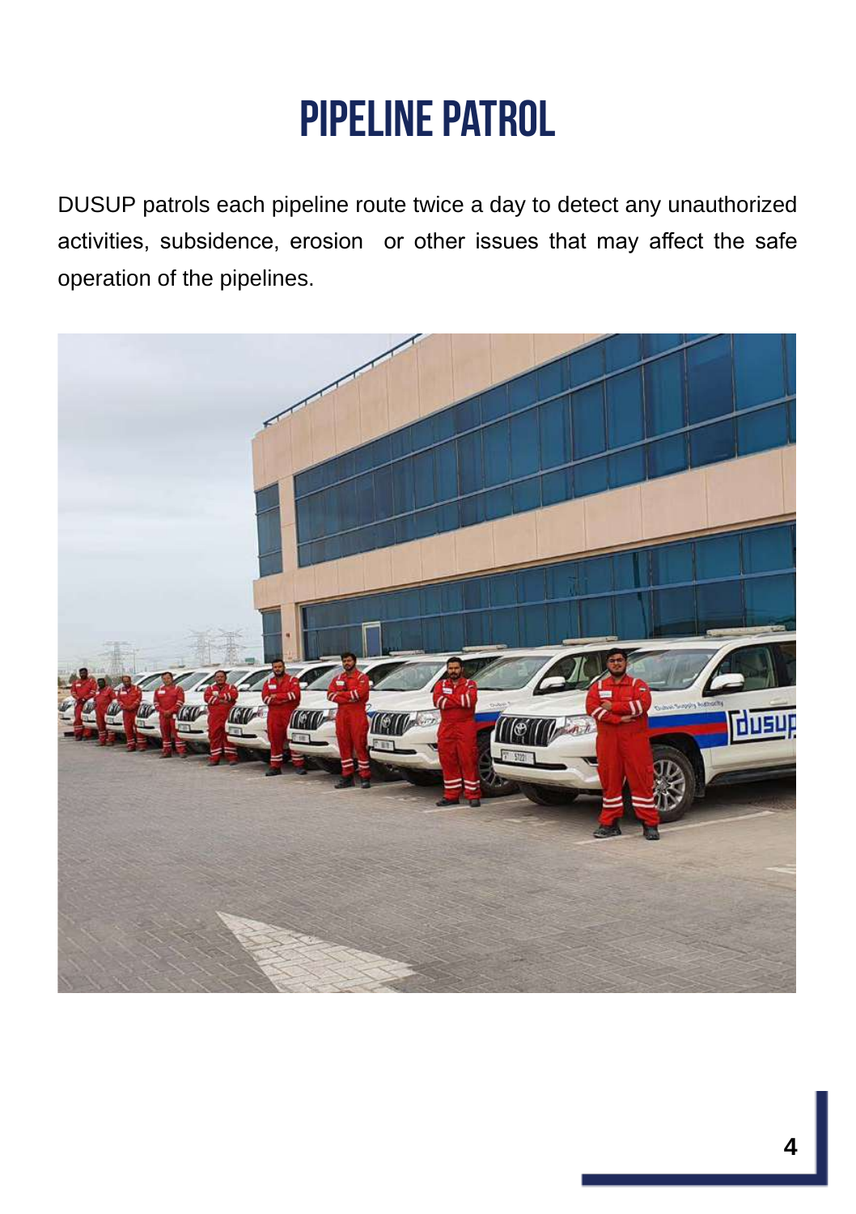# PIPELINE PATROL

DUSUP patrols each pipeline route twice a day to detect any unauthorized activities, subsidence, erosion or other issues that may affect the safe operation of the pipelines.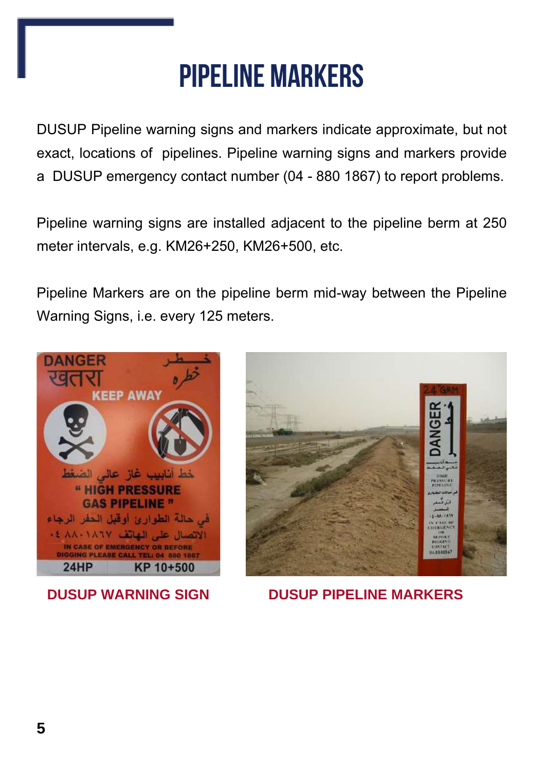# PIPELINE MARKERS

DUSUP Pipeline warning signs and markers indicate approximate, but not exact, locations of pipelines. Pipeline warning signs and markers provide a DUSUP emergency contact number (04 - 880 1867) to report problems.

Pipeline warning signs are installed adjacent to the pipeline berm at 250 meter intervals, e.g. KM26+250, KM26+500, etc.

Pipeline Markers are on the pipeline berm mid-way between the Pipeline Warning Signs, i.e. every 125 meters.

**DUSUP WARNING SIGN**

**DUSUP PIPELINE MARKERS**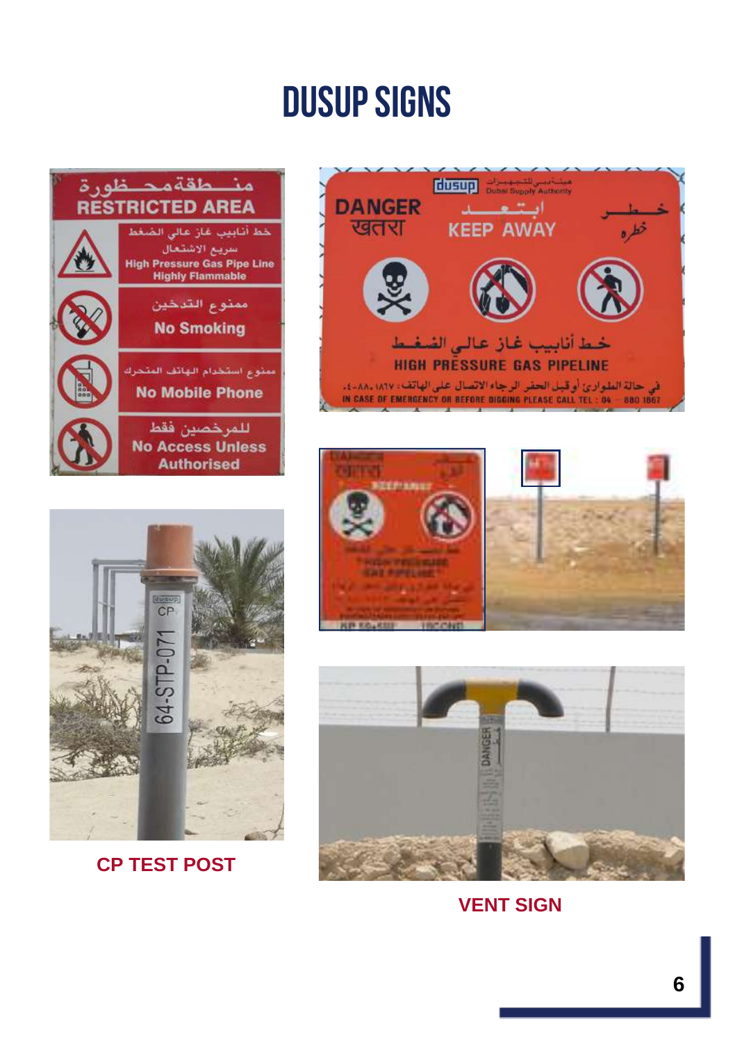# DUSUP SIGNS

CP TEST POST

VENT SIGN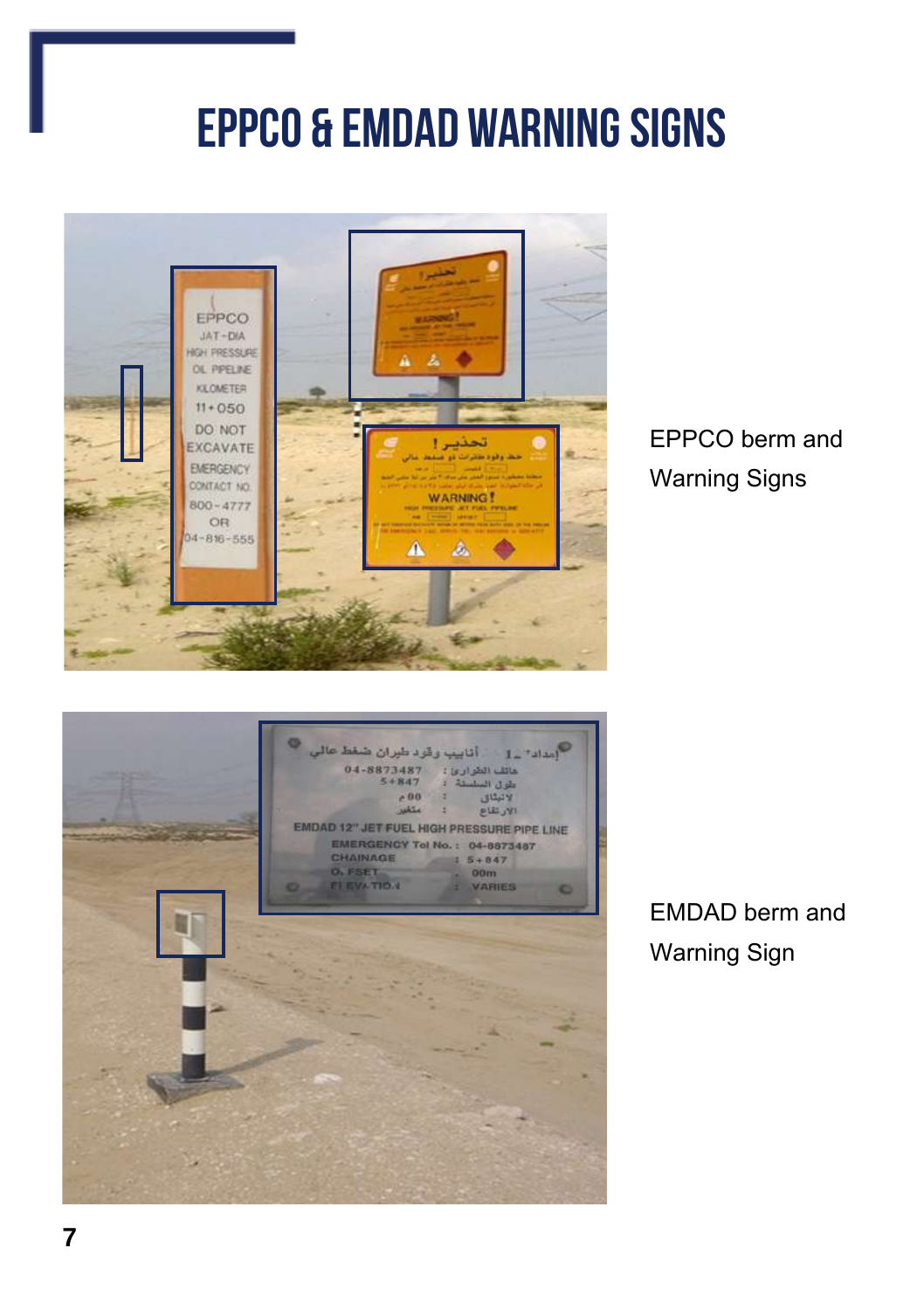# EPPCO & EMDAD WARNING SIGNS

EPPCO berm and Warning Signs

EMDAD berm and Warning Sign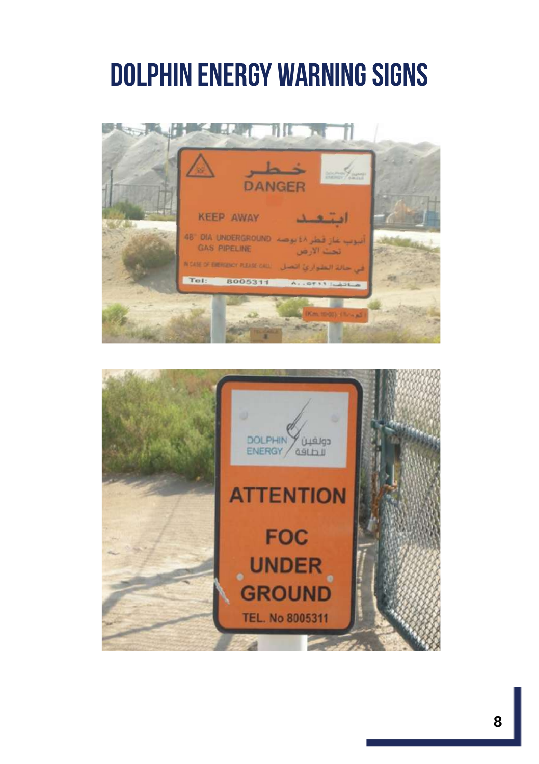# DOLPHIN ENERGY WARNING SIGNS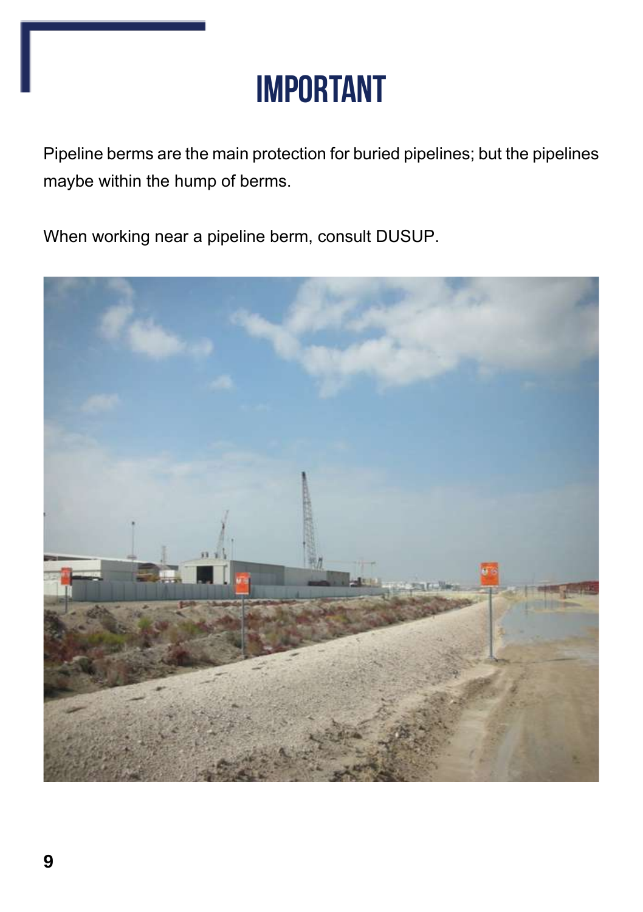# IMPORTANT

Pipeline berms are the main protection for buried pipelines; but the pipelines maybe within the hump of berms.

When working near a pipeline berm, consult DUSUP.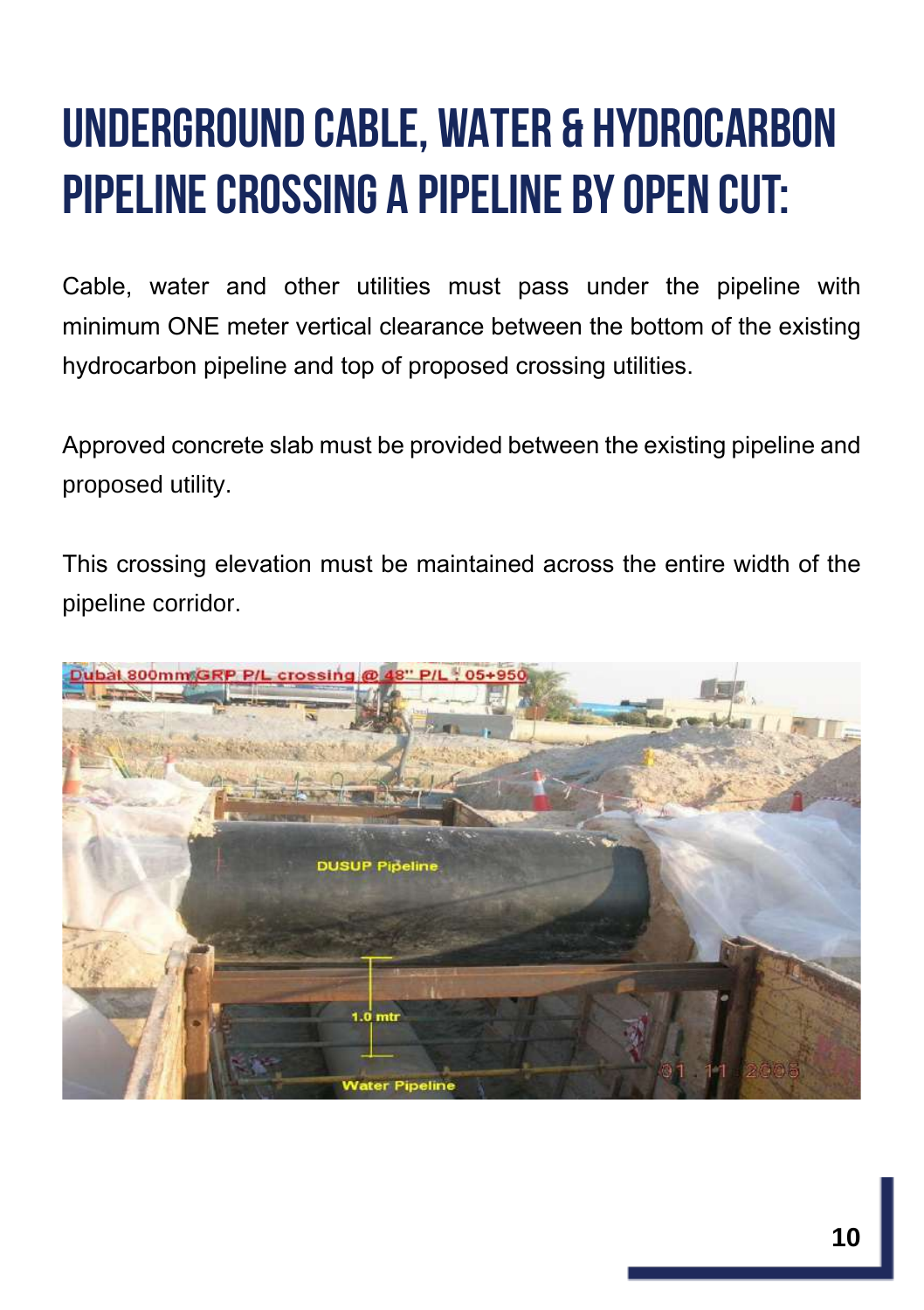# UNDERGROUND CABLE, WATER & HYDROCARBON PIPELINE CROSSING A PIPELINE BY OPEN CUT:

Cable, water and other utilities must pass under the pipeline with minimum ONE meter vertical clearance between the bottom of the existing hydrocarbon pipeline and top of proposed crossing utilities.

Approved concrete slab must be provided between the existing pipeline and proposed utility.

This crossing elevation must be maintained across the entire width of the pipeline corridor.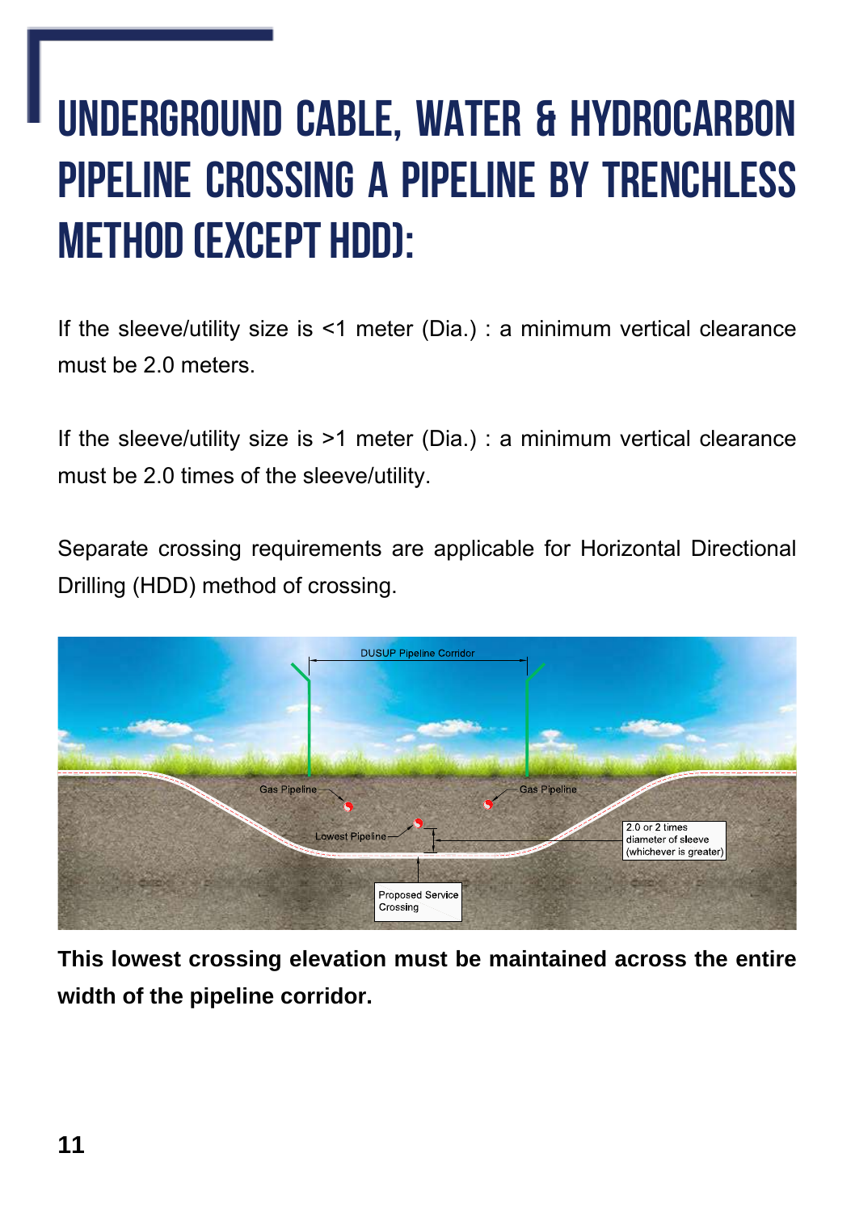# UNDERGROUND CABLE, WATER & HYDROCARBON PIPELINE CROSSING A PIPELINE BY TRENCHLESS METHOD (EXCEPT HDD):

If the sleeve/utility size is <1 meter (Dia.) : a minimum vertical clearance must be 2.0 meters.

If the sleeve/utility size is >1 meter (Dia.) : a minimum vertical clearance must be 2.0 times of the sleeve/utility.

Separate crossing requirements are applicable for Horizontal Directional Drilling (HDD) method of crossing.

**This lowest crossing elevation must be maintained across the entire width of the pipeline corridor.**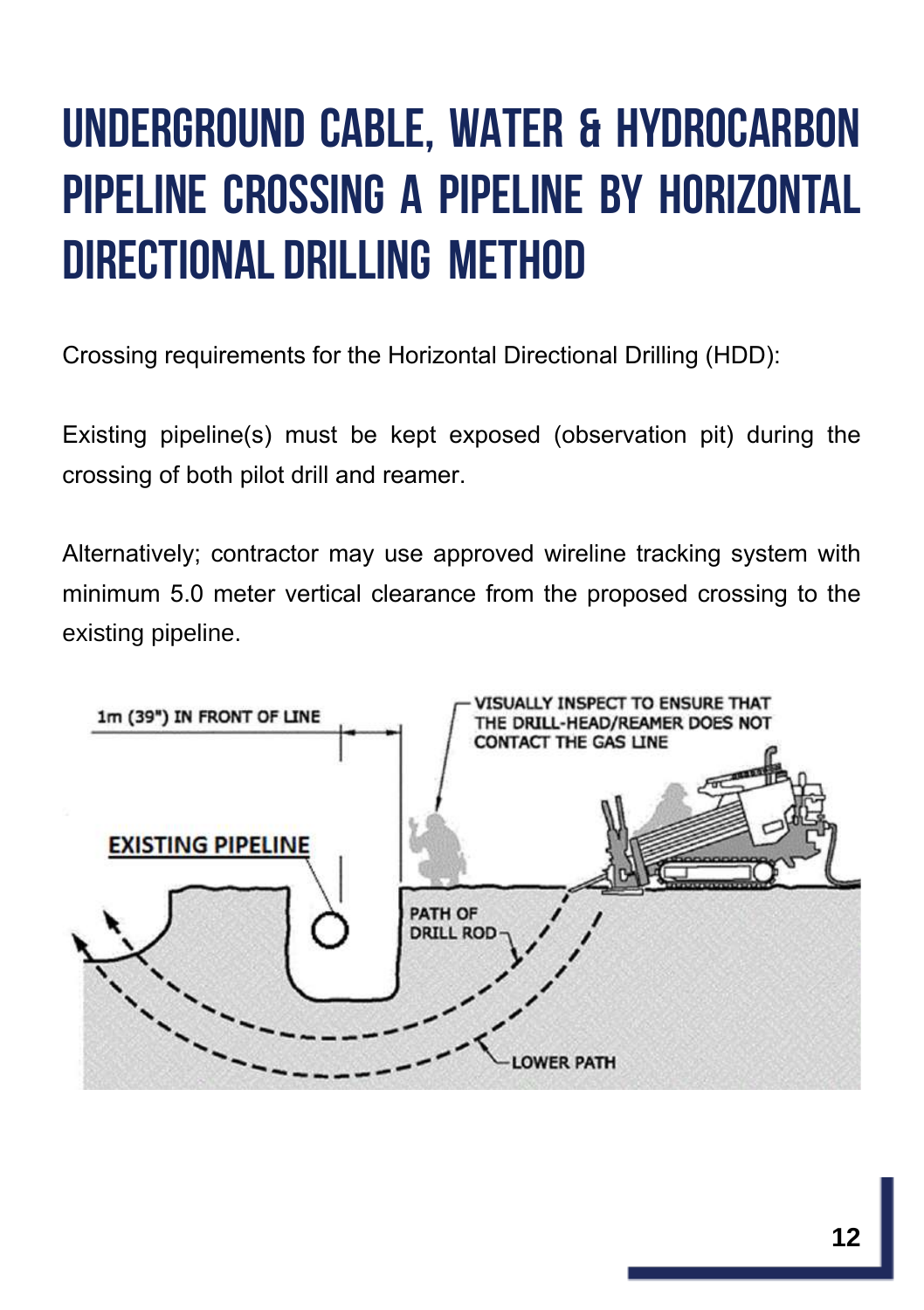# UNDERGROUND CABLE, WATER & HYDROCARBON PIPELINE CROSSING A PIPELINE BY HORIZONTAL DIRECTIONAL DRILLING METHOD

Crossing requirements for the Horizontal Directional Drilling (HDD):

Existing pipeline(s) must be kept exposed (observation pit) during the crossing of both pilot drill and reamer.

Alternatively; contractor may use approved wireline tracking system with minimum 5.0 meter vertical clearance from the proposed crossing to the existing pipeline.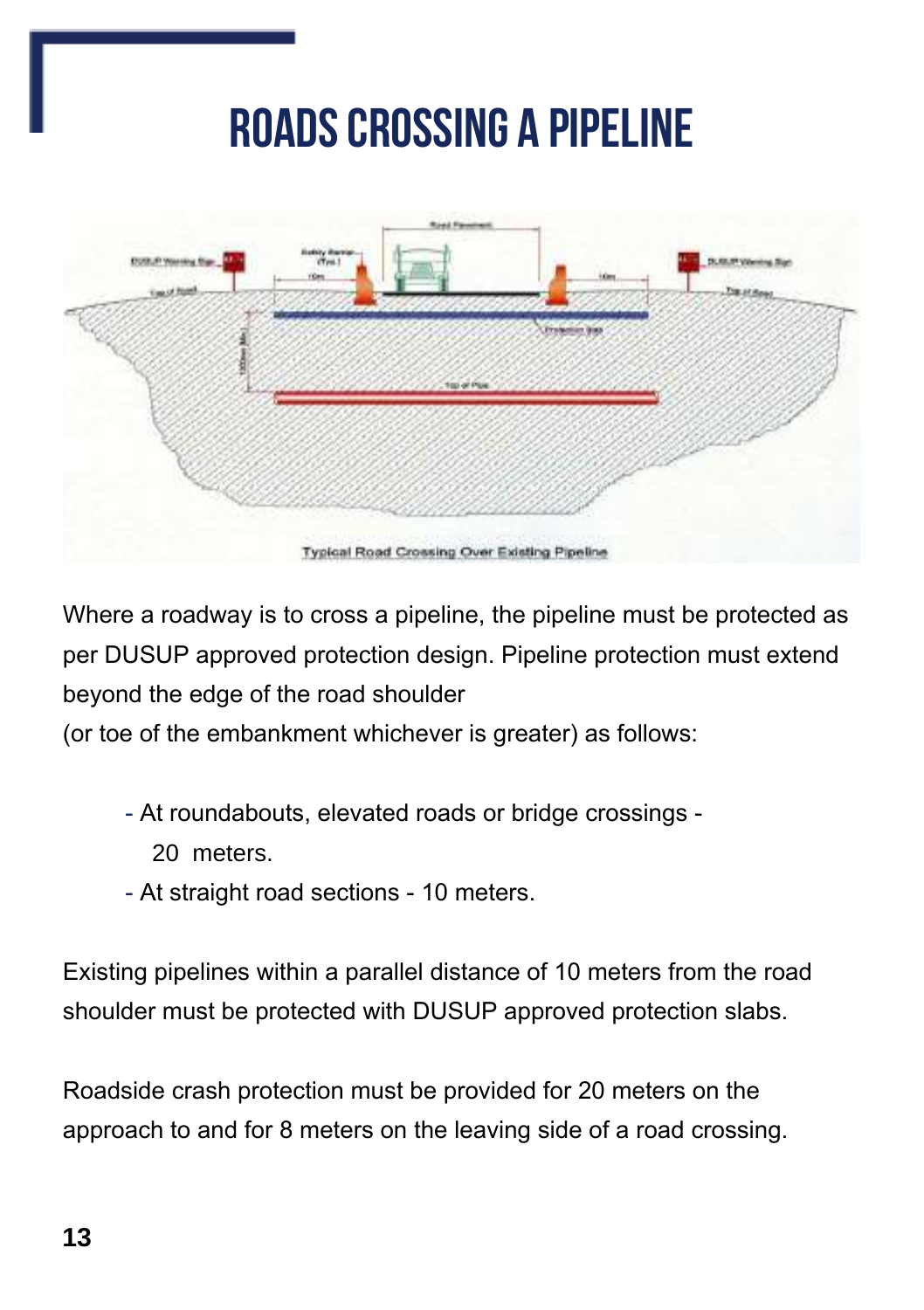# ROADS CROSSING A PIPELINE

Typical Road Crossing Over Existing Pipeline

Where a roadway is to cross a pipeline, the pipeline must be protected as per DUSUP approved protection design. Pipeline protection must extend beyond the edge of the road shoulder
(or toe of the embankment whichever is greater) as follows:

- At roundabouts, elevated roads or bridge crossings - 20 meters.
- At straight road sections - 10 meters.

Existing pipelines within a parallel distance of 10 meters from the road shoulder must be protected with DUSUP approved protection slabs.

Roadside crash protection must be provided for 20 meters on the approach to and for 8 meters on the leaving side of a road crossing.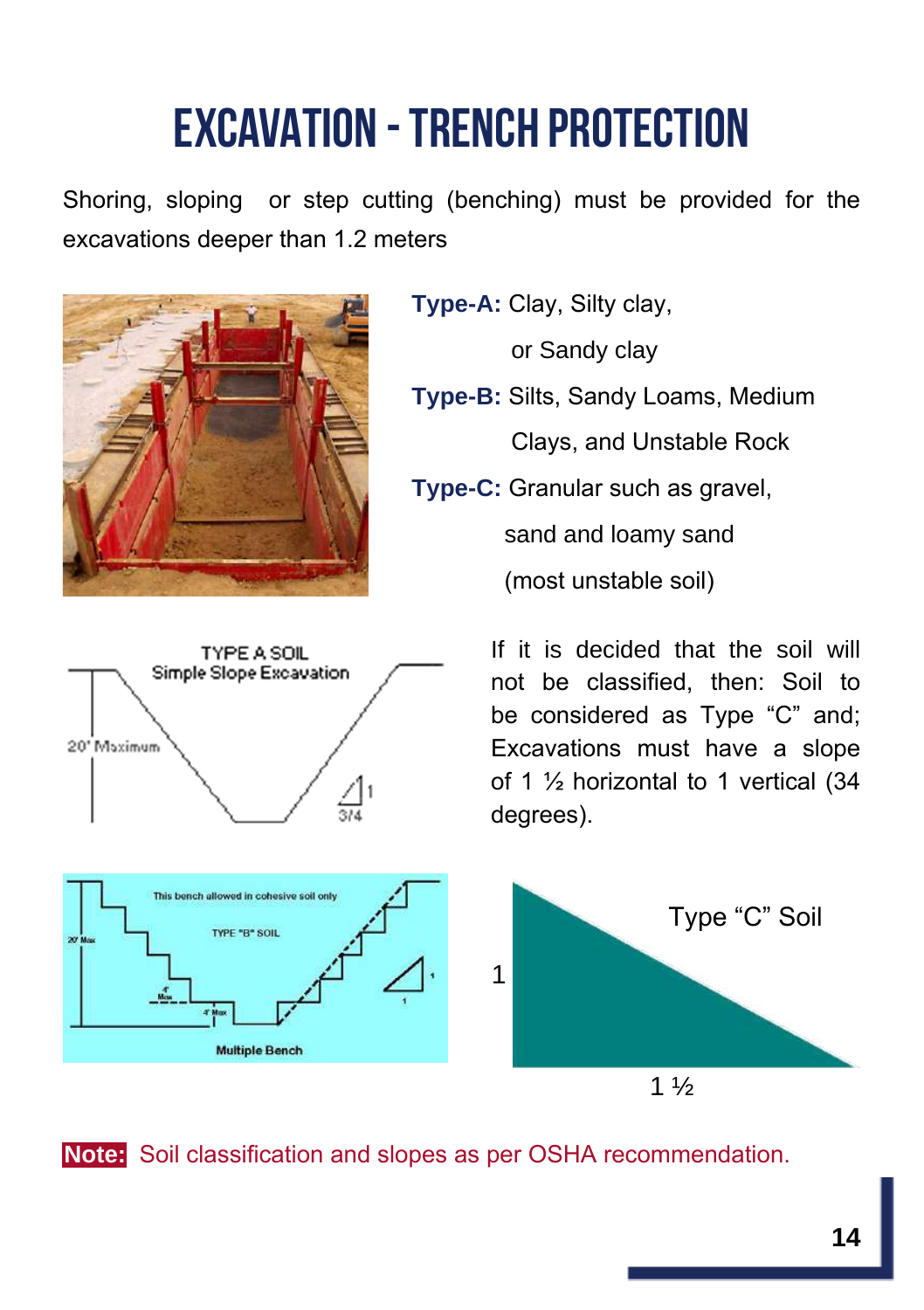# EXCAVATION - TRENCH PROTECTION

Shoring, sloping or step cutting (benching) must be provided for the excavations deeper than 1.2 meters

**Type-A:** Clay, Silty clay, or Sandy clay

**Type-B:** Silts, Sandy Loams, Medium Clays, and Unstable Rock

**Type-C:** Granular such as gravel, sand and loamy sand (most unstable soil)

TYPE A SOIL
Simple Slope Excavation

20' Maximum

1

3/4

If it is decided that the soil will not be classified, then: Soil to be considered as Type "C" and; Excavations must have a slope of 1 ½ horizontal to 1 vertical (34 degrees).

This bench allowed in cohesive soil only

TYPE "B" SOIL

20' Max

4' Max

4' Max

1

1

Multiple Bench

Type "C" Soil

1

1 ½

**Note:** Soil classification and slopes as per OSHA recommendation.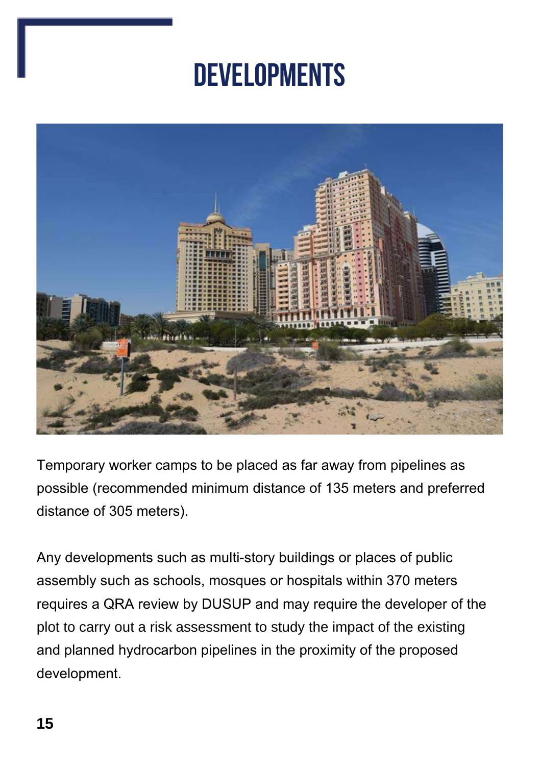# DEVELOPMENTS

Temporary worker camps to be placed as far away from pipelines as possible (recommended minimum distance of 135 meters and preferred distance of 305 meters).

Any developments such as multi-story buildings or places of public assembly such as schools, mosques or hospitals within 370 meters requires a QRA review by DUSUP and may require the developer of the plot to carry out a risk assessment to study the impact of the existing and planned hydrocarbon pipelines in the proximity of the proposed development.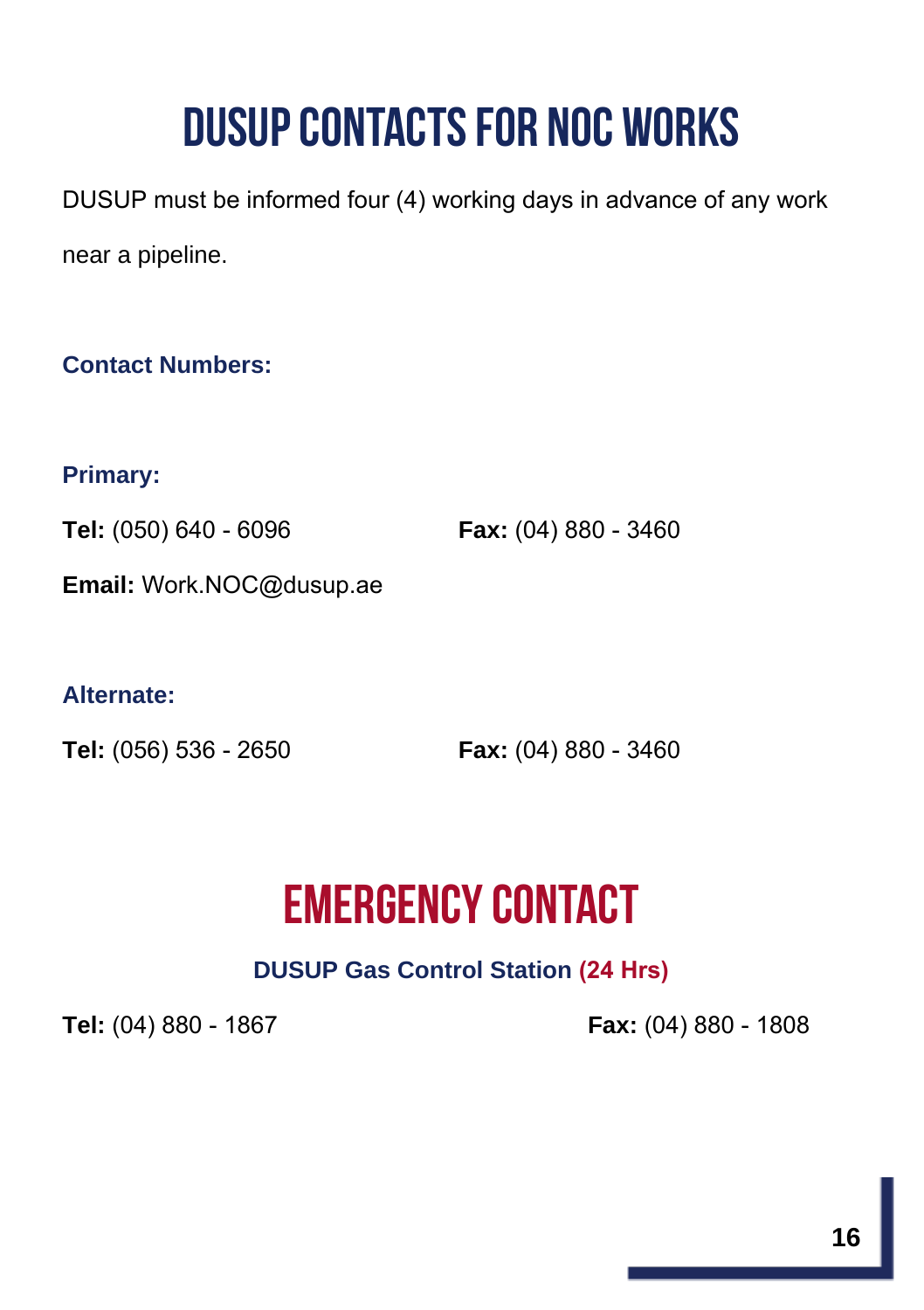# DUSUP CONTACTS FOR NOC WORKS

DUSUP must be informed four (4) working days in advance of any work near a pipeline.

**Contact Numbers:**

**Primary:**

**Tel:** (050) 640 - 6096 **Fax:** (04) 880 - 3460

**Email:** Work.NOC@dusup.ae

**Alternate:**

**Tel:** (056) 536 - 2650 **Fax:** (04) 880 - 3460

# EMERGENCY CONTACT

**DUSUP Gas Control Station (24 Hrs)**

**Tel:** (04) 880 - 1867 **Fax:** (04) 880 - 1808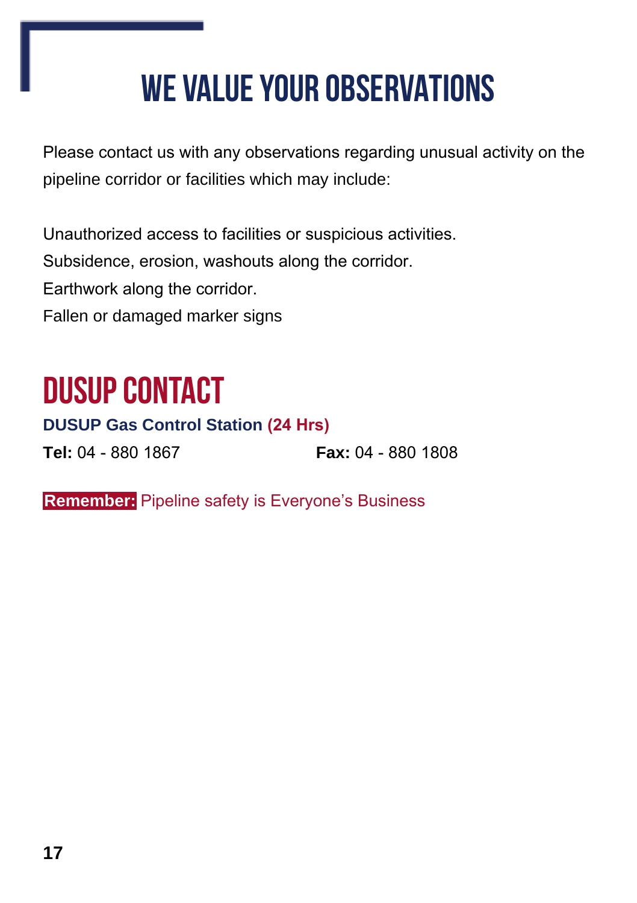# WE VALUE YOUR OBSERVATIONS

Please contact us with any observations regarding unusual activity on the pipeline corridor or facilities which may include:

Unauthorized access to facilities or suspicious activities.
Subsidence, erosion, washouts along the corridor.
Earthwork along the corridor.
Fallen or damaged marker signs

## DUSUP CONTACT

**DUSUP Gas Control Station (24 Hrs)**

**Tel:** 04 - 880 1867 **Fax:** 04 - 880 1808

**Remember:** Pipeline safety is Everyone's Business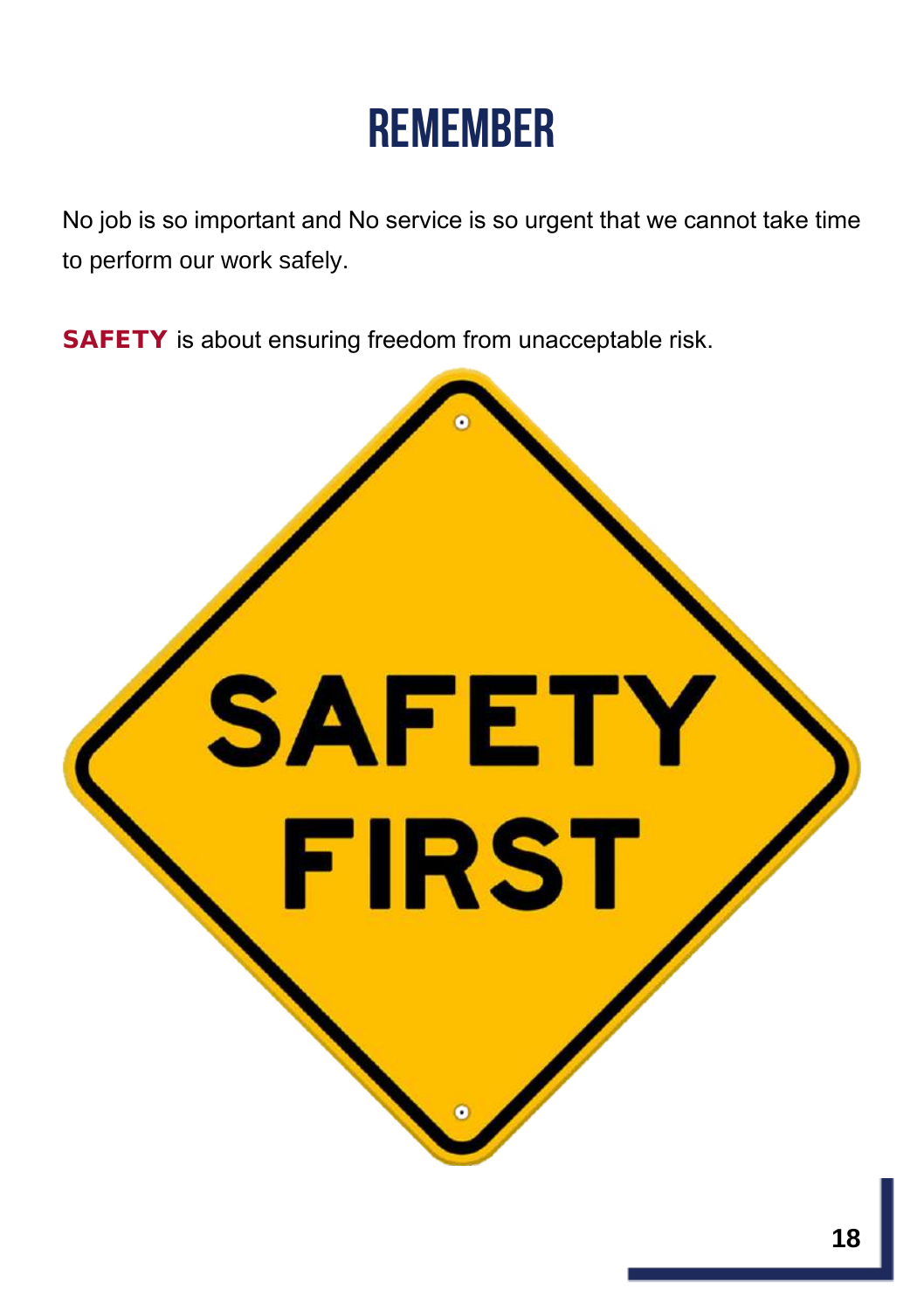# REMEMBER

No job is so important and No service is so urgent that we cannot take time to perform our work safely.

**SAFETY** is about ensuring freedom from unacceptable risk.

SAFETY FIRST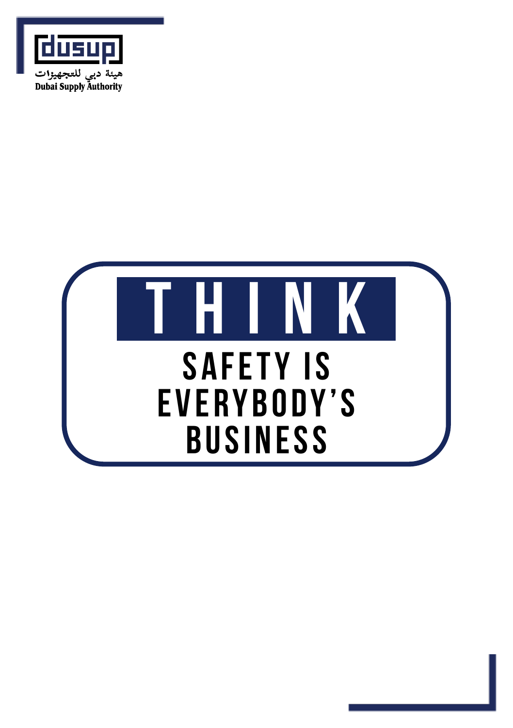dusup

هيئة دبي للتجهيزات

Dubai Supply Authority

# THINK

SAFETY IS EVERYBODY'S BUSINESS